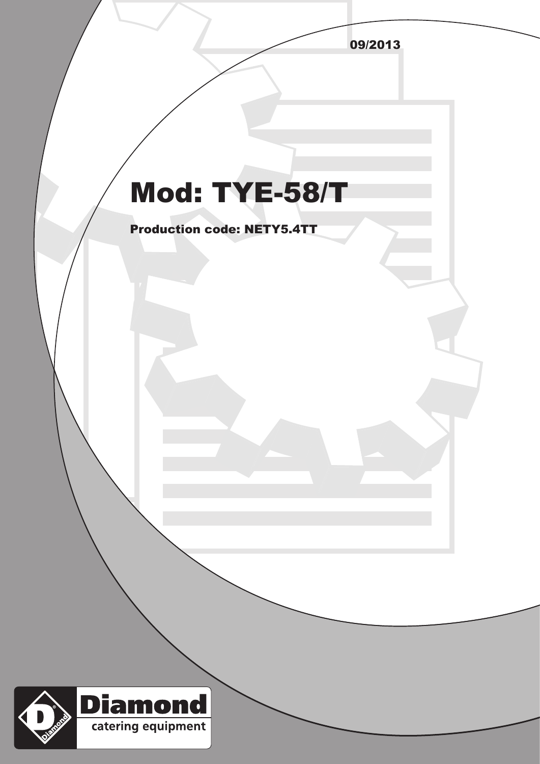09/2013

# Mod: TYE-58/T

**Production code: NETY5.4TT**

**Diamond**
catering equipment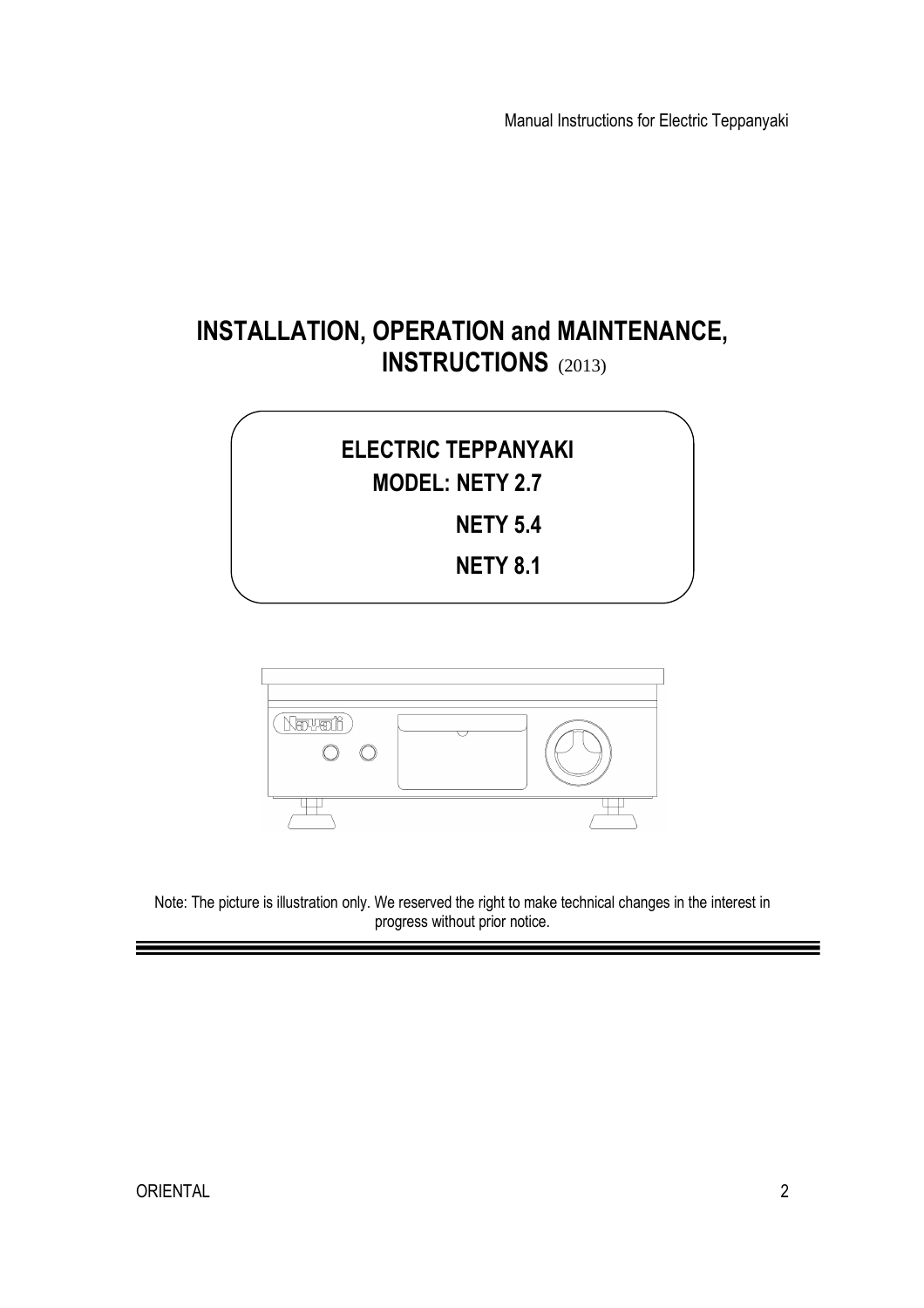# INSTALLATION, OPERATION and MAINTENANCE, INSTRUCTIONS (2013)

**ELECTRIC TEPPANYAKI**

**MODEL: NETY 2.7**

**NETY 5.4**

**NETY 8.1**

Note: The picture is illustration only. We reserved the right to make technical changes in the interest in progress without prior notice.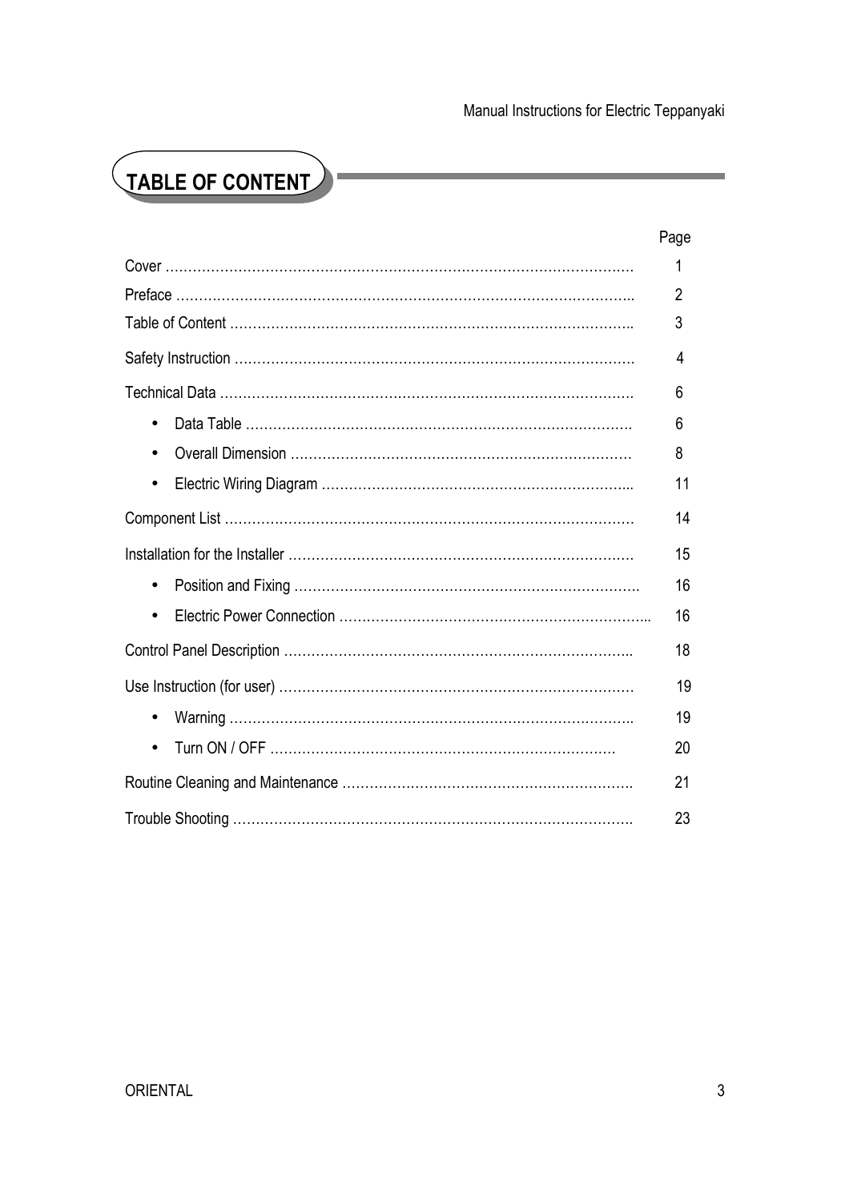# TABLE OF CONTENT

| | Page |
|---|---|
| Cover | 1 |
| Preface | 2 |
| Table of Content | 3 |
| Safety Instruction | 4 |
| Technical Data | 6 |
| • Data Table | 6 |
| • Overall Dimension | 8 |
| • Electric Wiring Diagram | 11 |
| Component List | 14 |
| Installation for the Installer | 15 |
| • Position and Fixing | 16 |
| • Electric Power Connection | 16 |
| Control Panel Description | 18 |
| Use Instruction (for user) | 19 |
| • Warning | 19 |
| • Turn ON / OFF | 20 |
| Routine Cleaning and Maintenance | 21 |
| Trouble Shooting | 23 |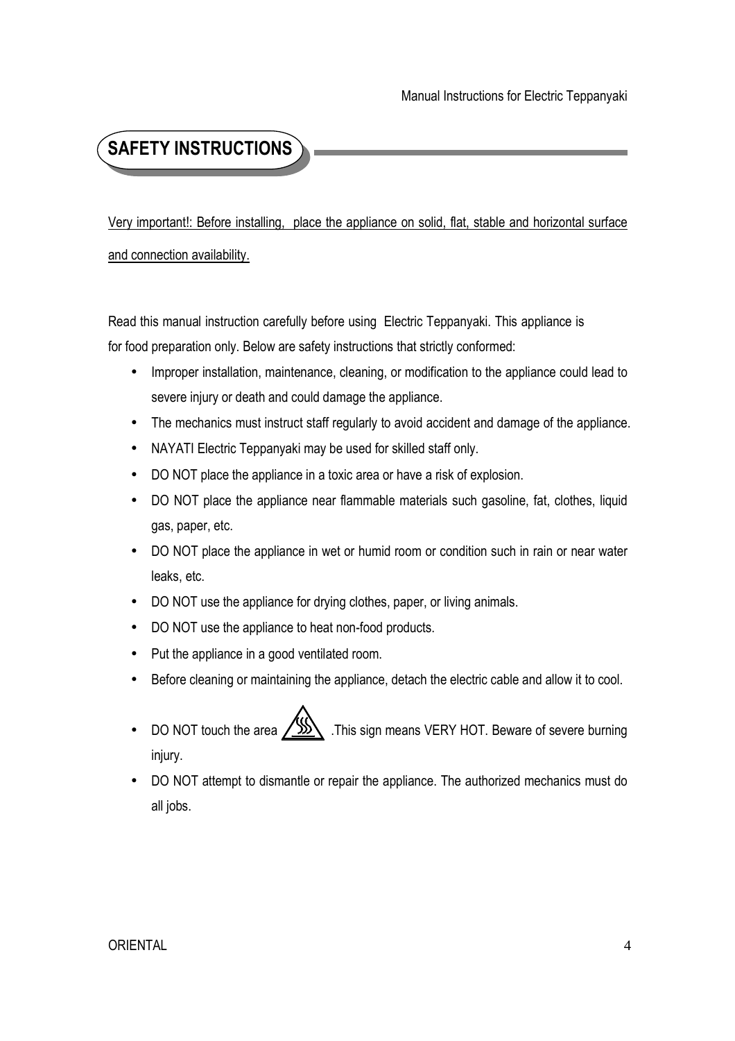# SAFETY INSTRUCTIONS

Very important!: Before installing, place the appliance on solid, flat, stable and horizontal surface and connection availability.

Read this manual instruction carefully before using Electric Teppanyaki. This appliance is for food preparation only. Below are safety instructions that strictly conformed:

- Improper installation, maintenance, cleaning, or modification to the appliance could lead to severe injury or death and could damage the appliance.
- The mechanics must instruct staff regularly to avoid accident and damage of the appliance.
- NAYATI Electric Teppanyaki may be used for skilled staff only.
- DO NOT place the appliance in a toxic area or have a risk of explosion.
- DO NOT place the appliance near flammable materials such gasoline, fat, clothes, liquid gas, paper, etc.
- DO NOT place the appliance in wet or humid room or condition such in rain or near water leaks, etc.
- DO NOT use the appliance for drying clothes, paper, or living animals.
- DO NOT use the appliance to heat non-food products.
- Put the appliance in a good ventilated room.
- Before cleaning or maintaining the appliance, detach the electric cable and allow it to cool.
- DO NOT touch the area ⚠ .This sign means VERY HOT. Beware of severe burning injury.
- DO NOT attempt to dismantle or repair the appliance. The authorized mechanics must do all jobs.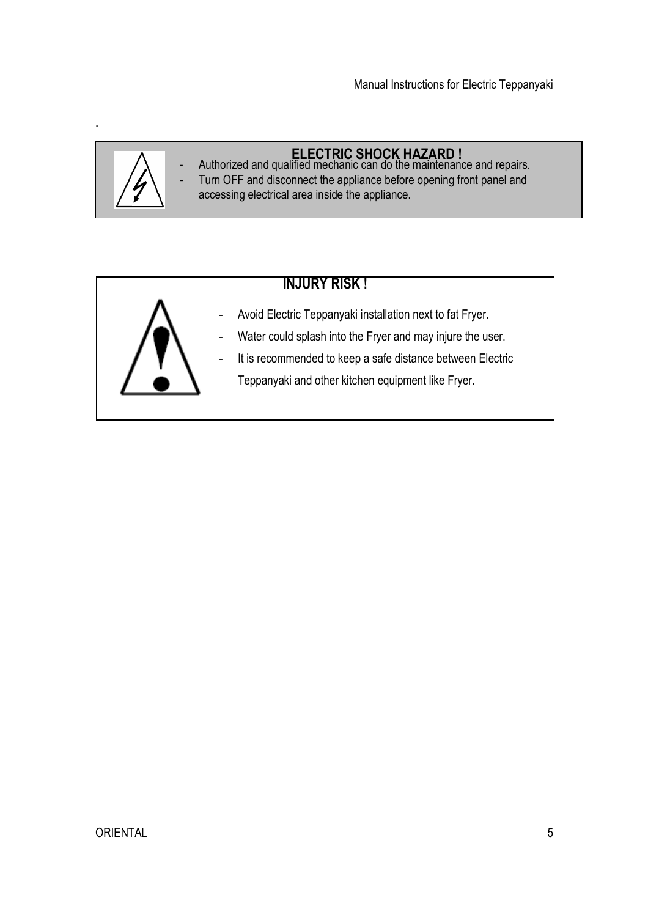.

**ELECTRIC SHOCK HAZARD !**

- Authorized and qualified mechanic can do the maintenance and repairs.
- Turn OFF and disconnect the appliance before opening front panel and accessing electrical area inside the appliance.

**INJURY RISK !**

- Avoid Electric Teppanyaki installation next to fat Fryer.
- Water could splash into the Fryer and may injure the user.
- It is recommended to keep a safe distance between Electric Teppanyaki and other kitchen equipment like Fryer.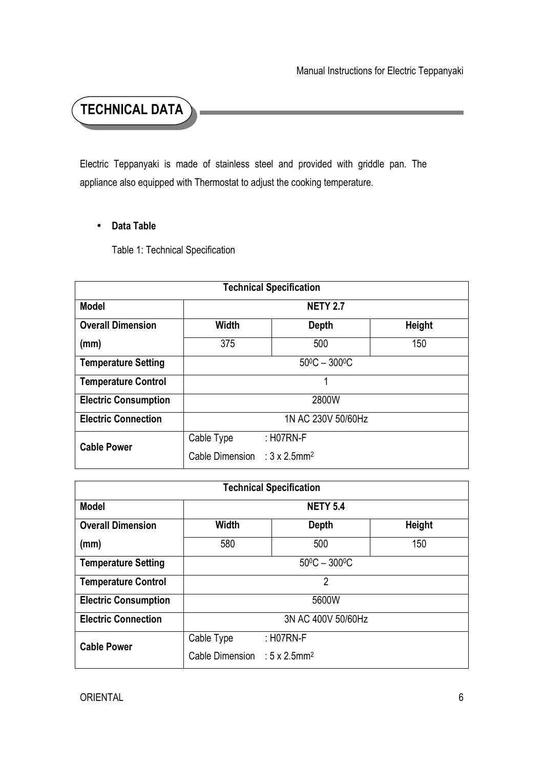# TECHNICAL DATA

Electric Teppanyaki is made of stainless steel and provided with griddle pan. The appliance also equipped with Thermostat to adjust the cooking temperature.

- **Data Table**

Table 1: Technical Specification

| **Technical Specification** | | | |
|---|---|---|---|
| **Model** | **NETY 2.7** | | |
| **Overall Dimension (mm)** | **Width** | **Depth** | **Height** |
| | 375 | 500 | 150 |
| **Temperature Setting** | $50^0$C – $300^0$C | | |
| **Temperature Control** | 1 | | |
| **Electric Consumption** | 2800W | | |
| **Electric Connection** | 1N AC 230V 50/60Hz | | |
| **Cable Power** | Cable Type : H07RN-F<br>Cable Dimension : 3 x 2.5mm$^2$ | | |

| **Technical Specification** | | | |
|---|---|---|---|
| **Model** | **NETY 5.4** | | |
| **Overall Dimension (mm)** | **Width** | **Depth** | **Height** |
| | 580 | 500 | 150 |
| **Temperature Setting** | $50^0$C – $300^0$C | | |
| **Temperature Control** | 2 | | |
| **Electric Consumption** | 5600W | | |
| **Electric Connection** | 3N AC 400V 50/60Hz | | |
| **Cable Power** | Cable Type : H07RN-F<br>Cable Dimension : 5 x 2.5mm$^2$ | | |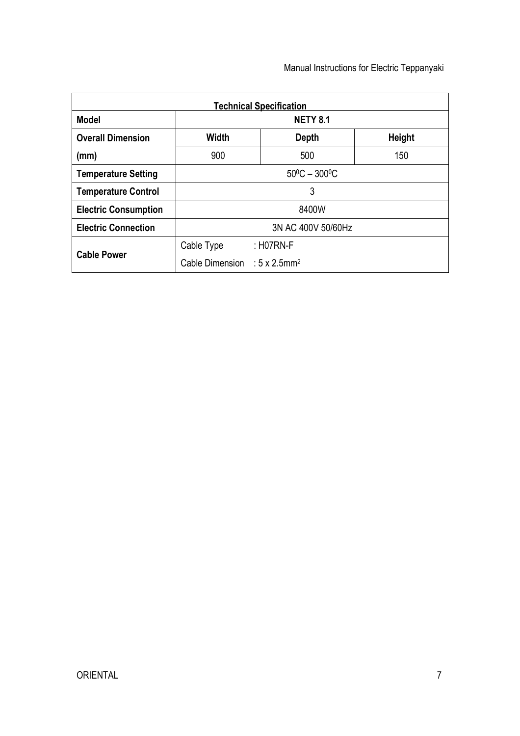| Technical Specification | | | |
|---|---|---|---|
| **Model** | **NETY 8.1** | | |
| **Overall Dimension (mm)** | **Width** | **Depth** | **Height** |
| | 900 | 500 | 150 |
| **Temperature Setting** | $50^0C$ – $300^0C$ | | |
| **Temperature Control** | 3 | | |
| **Electric Consumption** | 8400W | | |
| **Electric Connection** | 3N AC 400V 50/60Hz | | |
| **Cable Power** | Cable Type : H07RN-F<br>Cable Dimension : 5 x $2.5mm^2$ | | |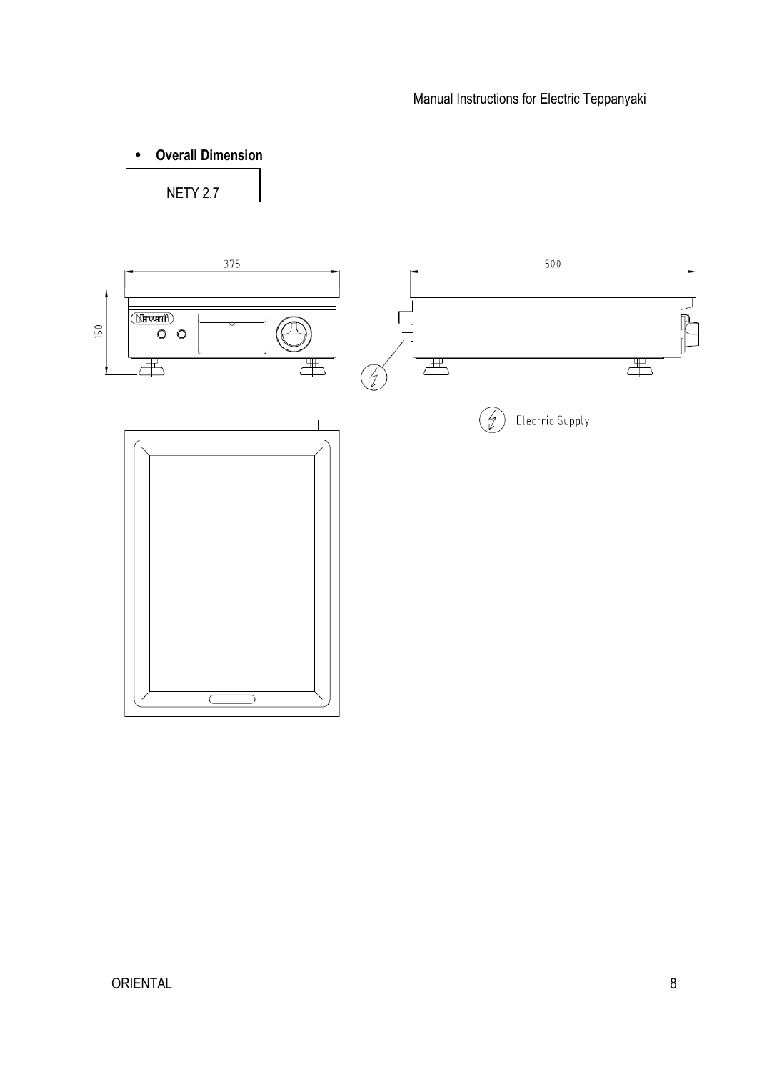- **Overall Dimension**

NETY 2.7

375

500

150

Electric Supply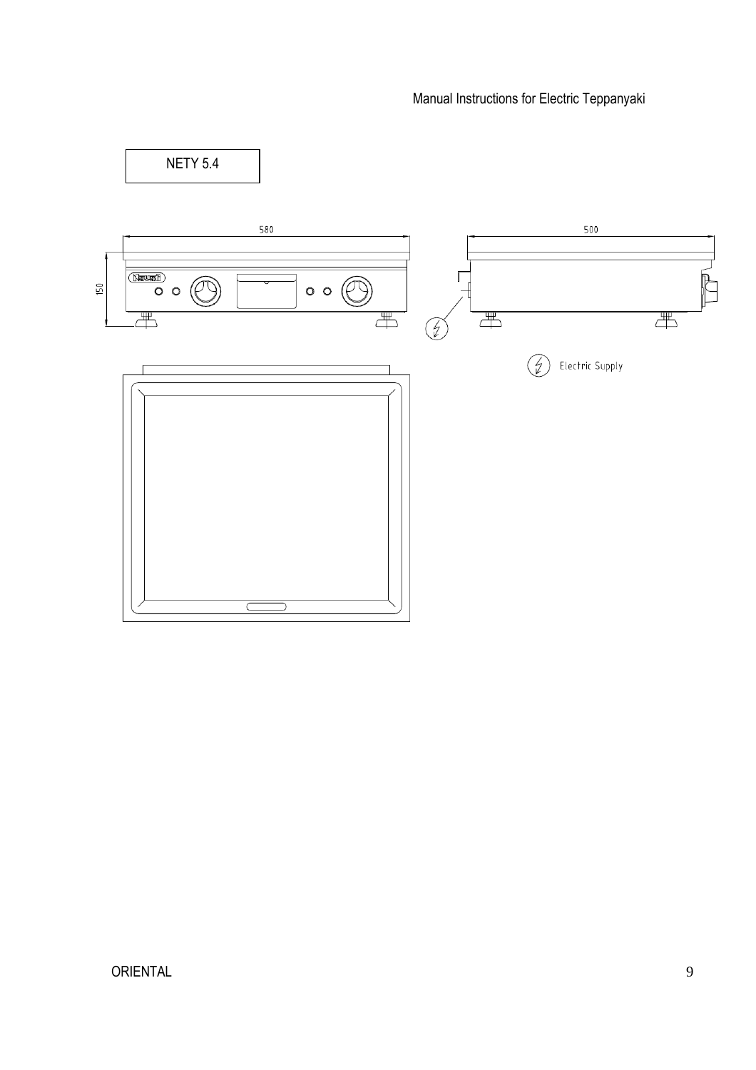NETY 5.4

580

150

500

Electric Supply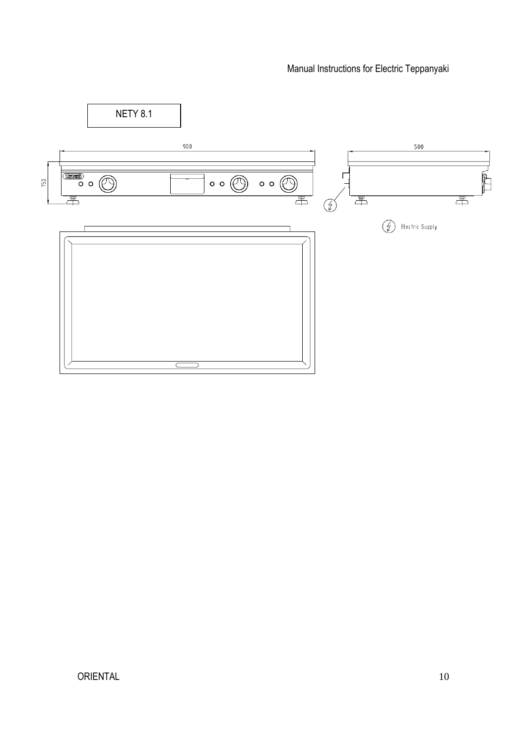NETY 8.1

900

150

500

Electric Supply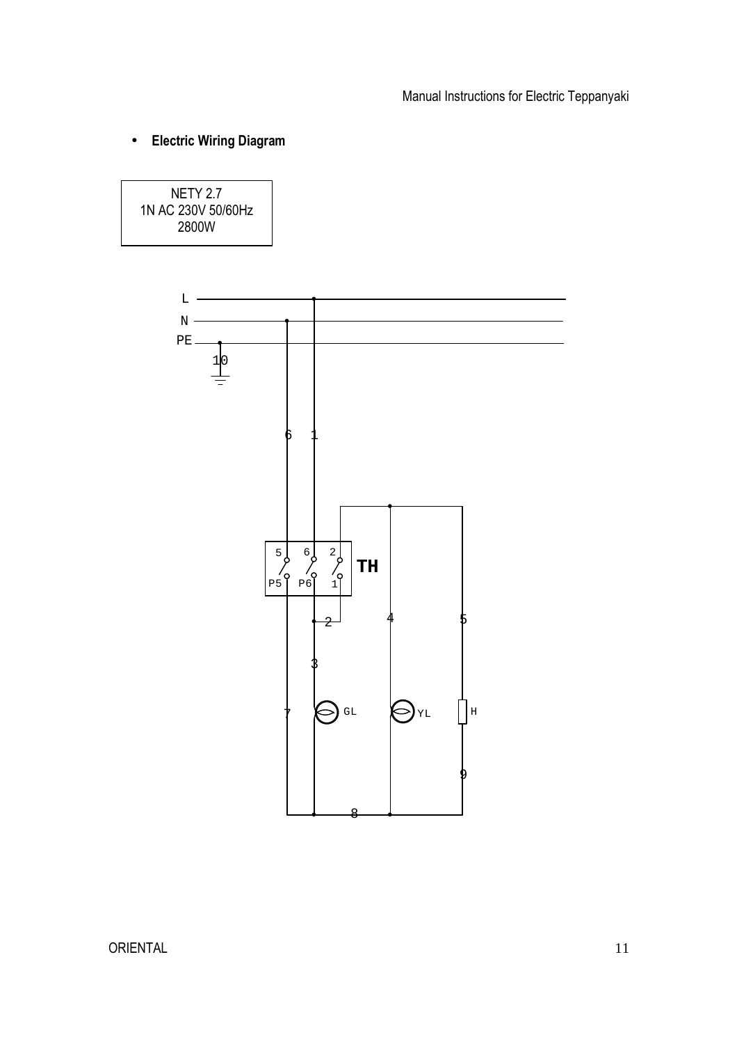- **Electric Wiring Diagram**

NETY 2.7
1N AC 230V 50/60Hz
2800W

L
N
PE
10
6 1
5 6 2
P5 P6 1
TH
2 4 5
3
7 GL YL H
9
8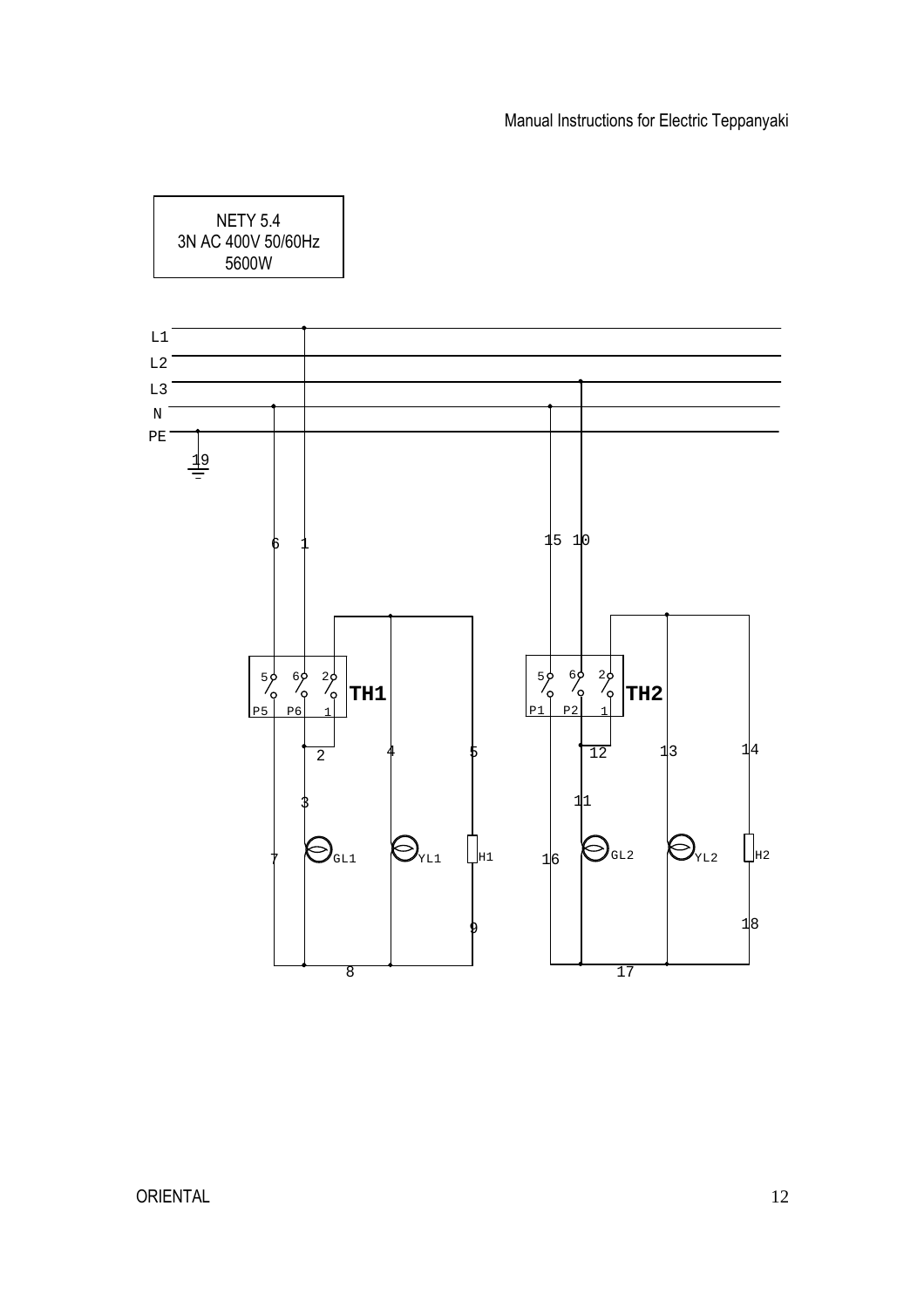NETY 5.4
3N AC 400V 50/60Hz
5600W

L1
L2
L3
N
PE

19

6 1

15 10

5 6 2
P5 P6 1
TH1

5 6 2
P1 P2 1
TH2

2 4 5

12 13 14

3

11

7 GL1 YL1 H1

16 GL2 YL2 H2

9

18

8

17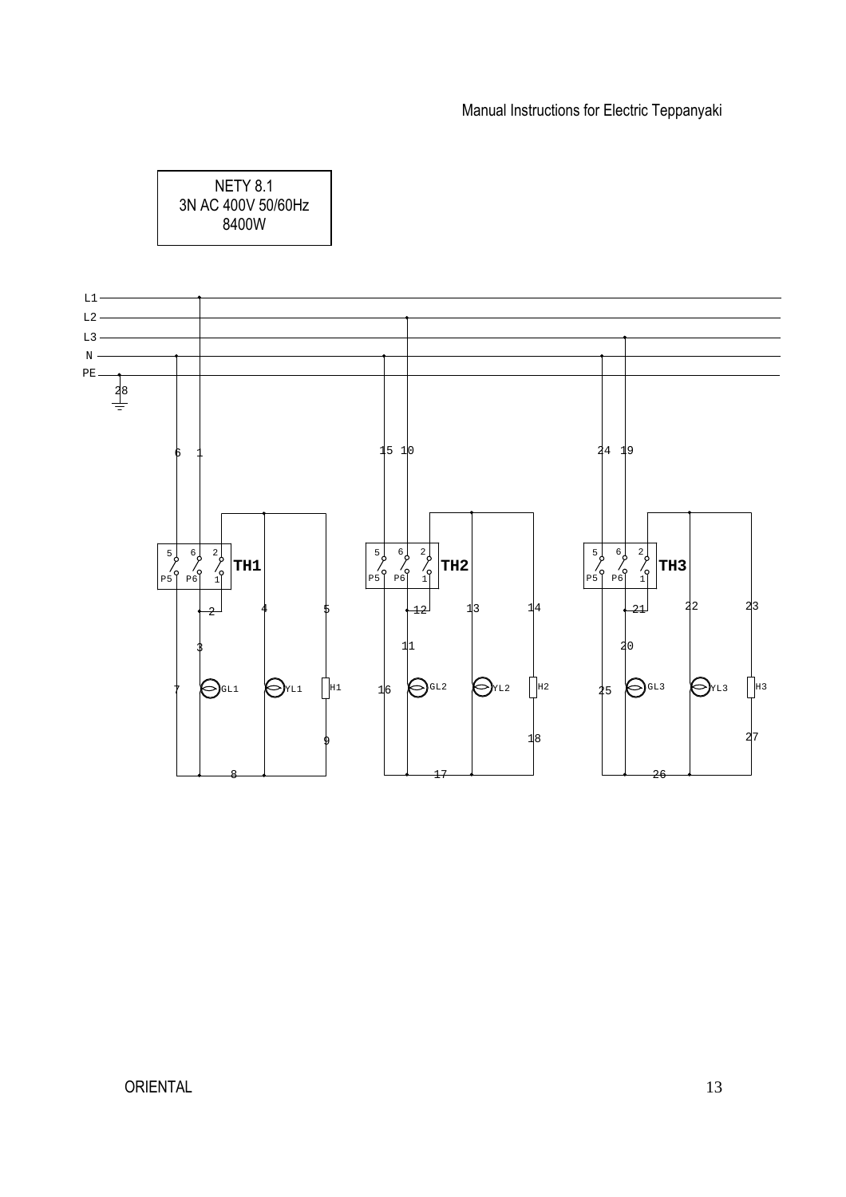NETY 8.1
3N AC 400V 50/60Hz
8400W

L1
L2
L3
N
PE

28

6 1 15 10 24 19

5 6 2 P5 P6 1 **TH1**

5 6 2 P5 P6 1 **TH2**

5 6 2 P5 P6 1 **TH3**

2 4 5 12 13 14 21 22 23

3 11 20

7 GL1 YL1 H1 16 GL2 YL2 H2 25 GL3 YL3 H3

9 18 27

8 17 26

ORIENTAL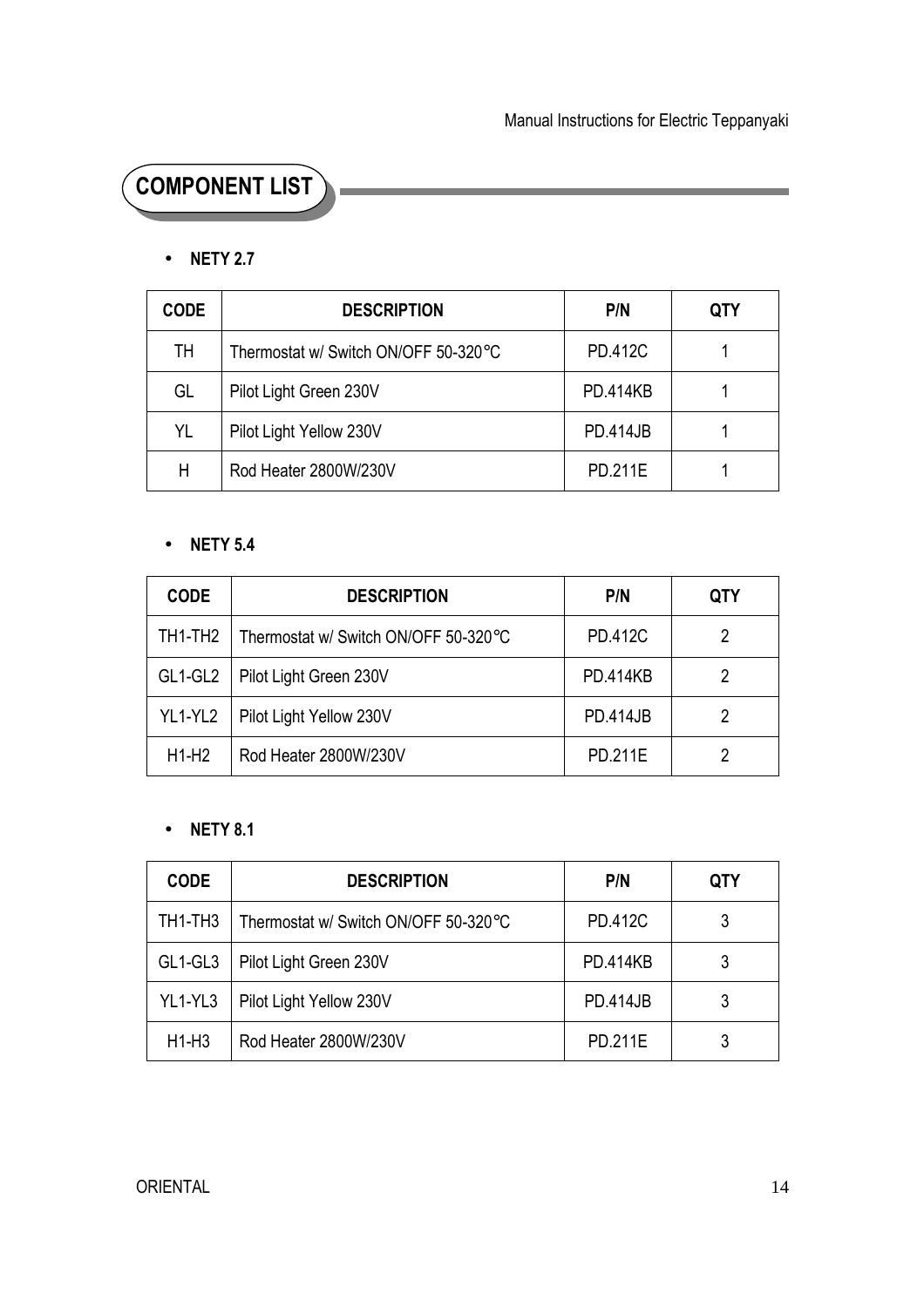## COMPONENT LIST

- **NETY 2.7**

| CODE | DESCRIPTION | P/N | QTY |
|---|---|---|---|
| TH | Thermostat w/ Switch ON/OFF 50-320°C | PD.412C | 1 |
| GL | Pilot Light Green 230V | PD.414KB | 1 |
| YL | Pilot Light Yellow 230V | PD.414JB | 1 |
| H | Rod Heater 2800W/230V | PD.211E | 1 |

- **NETY 5.4**

| CODE | DESCRIPTION | P/N | QTY |
|---|---|---|---|
| TH1-TH2 | Thermostat w/ Switch ON/OFF 50-320°C | PD.412C | 2 |
| GL1-GL2 | Pilot Light Green 230V | PD.414KB | 2 |
| YL1-YL2 | Pilot Light Yellow 230V | PD.414JB | 2 |
| H1-H2 | Rod Heater 2800W/230V | PD.211E | 2 |

- **NETY 8.1**

| CODE | DESCRIPTION | P/N | QTY |
|---|---|---|---|
| TH1-TH3 | Thermostat w/ Switch ON/OFF 50-320°C | PD.412C | 3 |
| GL1-GL3 | Pilot Light Green 230V | PD.414KB | 3 |
| YL1-YL3 | Pilot Light Yellow 230V | PD.414JB | 3 |
| H1-H3 | Rod Heater 2800W/230V | PD.211E | 3 |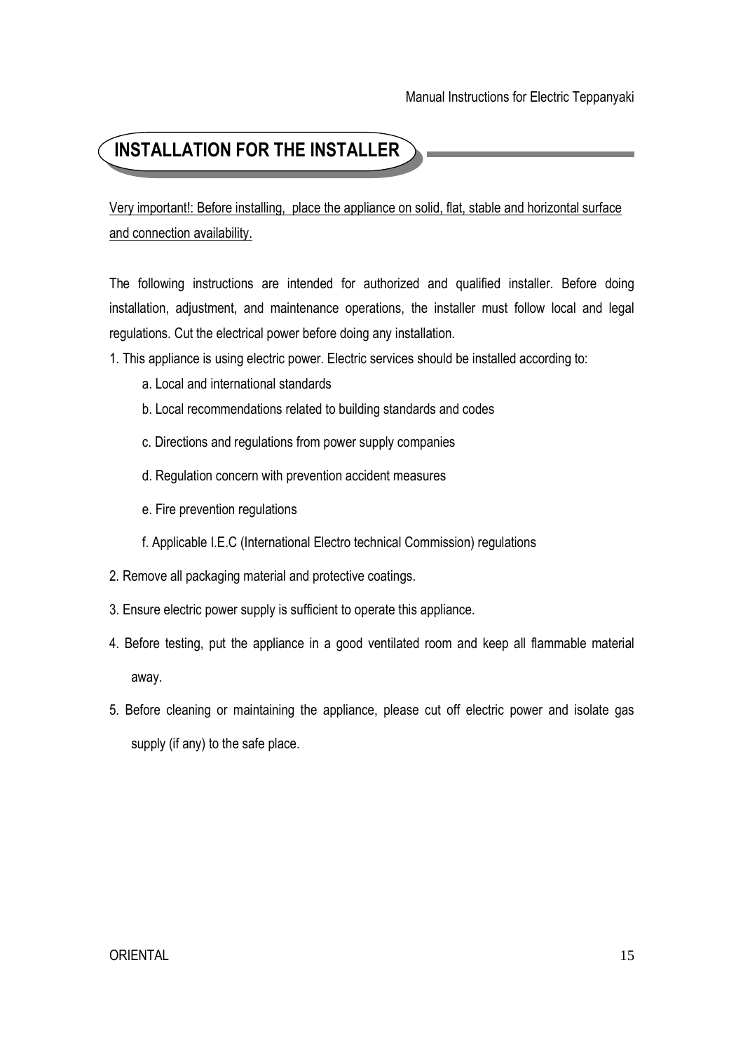## INSTALLATION FOR THE INSTALLER

Very important!: Before installing, place the appliance on solid, flat, stable and horizontal surface and connection availability.

The following instructions are intended for authorized and qualified installer. Before doing installation, adjustment, and maintenance operations, the installer must follow local and legal regulations. Cut the electrical power before doing any installation.

1. This appliance is using electric power. Electric services should be installed according to:
   - a. Local and international standards
   - b. Local recommendations related to building standards and codes
   - c. Directions and regulations from power supply companies
   - d. Regulation concern with prevention accident measures
   - e. Fire prevention regulations
   - f. Applicable I.E.C (International Electro technical Commission) regulations
2. Remove all packaging material and protective coatings.
3. Ensure electric power supply is sufficient to operate this appliance.
4. Before testing, put the appliance in a good ventilated room and keep all flammable material away.
5. Before cleaning or maintaining the appliance, please cut off electric power and isolate gas supply (if any) to the safe place.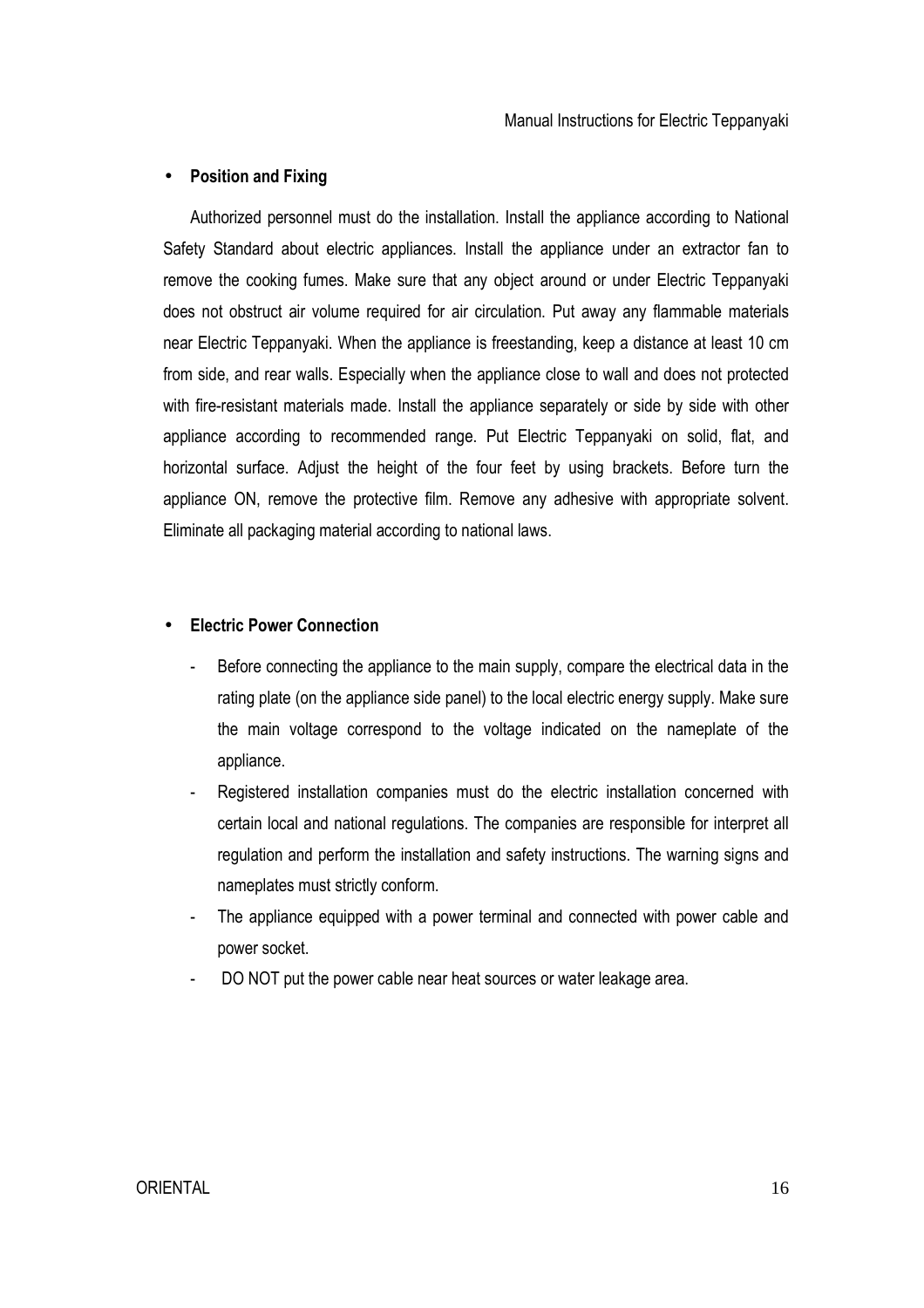- **Position and Fixing**

  Authorized personnel must do the installation. Install the appliance according to National Safety Standard about electric appliances. Install the appliance under an extractor fan to remove the cooking fumes. Make sure that any object around or under Electric Teppanyaki does not obstruct air volume required for air circulation. Put away any flammable materials near Electric Teppanyaki. When the appliance is freestanding, keep a distance at least 10 cm from side, and rear walls. Especially when the appliance close to wall and does not protected with fire-resistant materials made. Install the appliance separately or side by side with other appliance according to recommended range. Put Electric Teppanyaki on solid, flat, and horizontal surface. Adjust the height of the four feet by using brackets. Before turn the appliance ON, remove the protective film. Remove any adhesive with appropriate solvent. Eliminate all packaging material according to national laws.

- **Electric Power Connection**

  - Before connecting the appliance to the main supply, compare the electrical data in the rating plate (on the appliance side panel) to the local electric energy supply. Make sure the main voltage correspond to the voltage indicated on the nameplate of the appliance.
  - Registered installation companies must do the electric installation concerned with certain local and national regulations. The companies are responsible for interpret all regulation and perform the installation and safety instructions. The warning signs and nameplates must strictly conform.
  - The appliance equipped with a power terminal and connected with power cable and power socket.
  - DO NOT put the power cable near heat sources or water leakage area.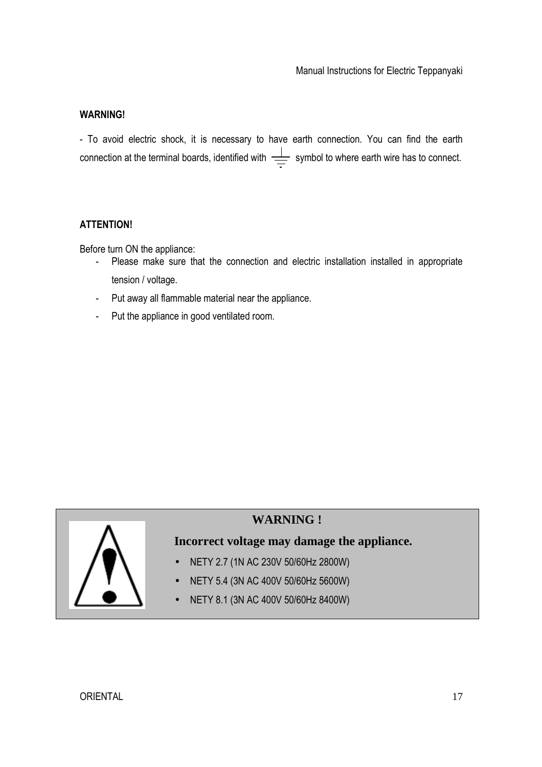**WARNING!**

- To avoid electric shock, it is necessary to have earth connection. You can find the earth connection at the terminal boards, identified with ⏚ symbol to where earth wire has to connect.

**ATTENTION!**

Before turn ON the appliance:

- Please make sure that the connection and electric installation installed in appropriate tension / voltage.
- Put away all flammable material near the appliance.
- Put the appliance in good ventilated room.

**WARNING !**

**Incorrect voltage may damage the appliance.**

- NETY 2.7 (1N AC 230V 50/60Hz 2800W)
- NETY 5.4 (3N AC 400V 50/60Hz 5600W)
- NETY 8.1 (3N AC 400V 50/60Hz 8400W)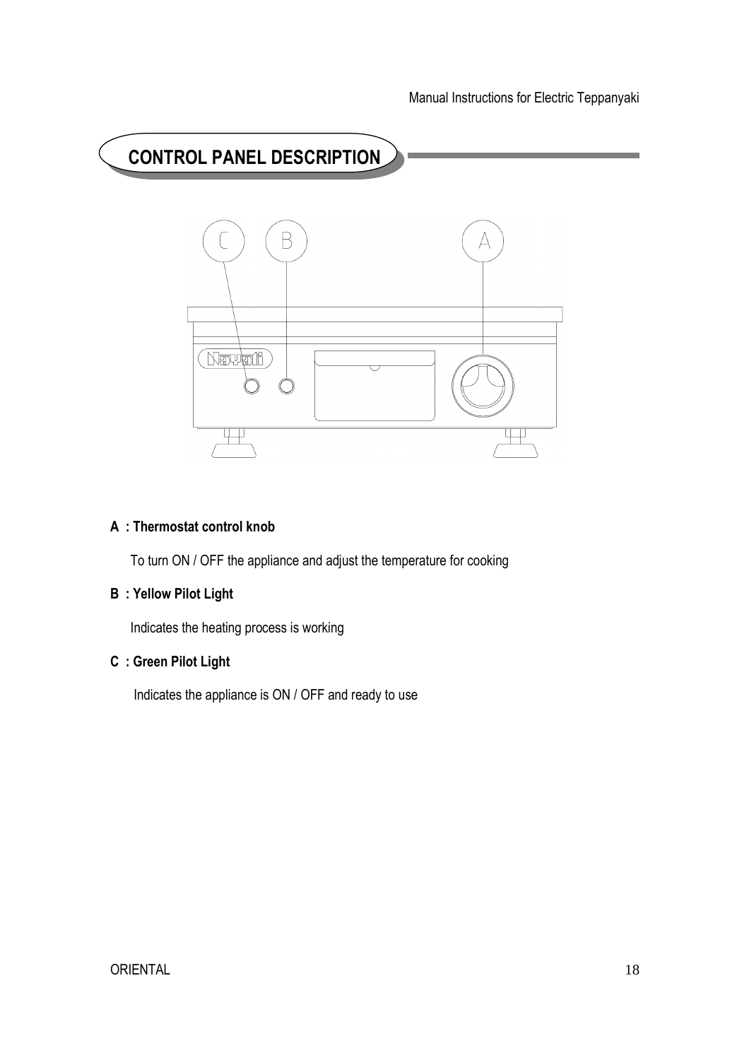## CONTROL PANEL DESCRIPTION

**A : Thermostat control knob**

To turn ON / OFF the appliance and adjust the temperature for cooking

**B : Yellow Pilot Light**

Indicates the heating process is working

**C : Green Pilot Light**

Indicates the appliance is ON / OFF and ready to use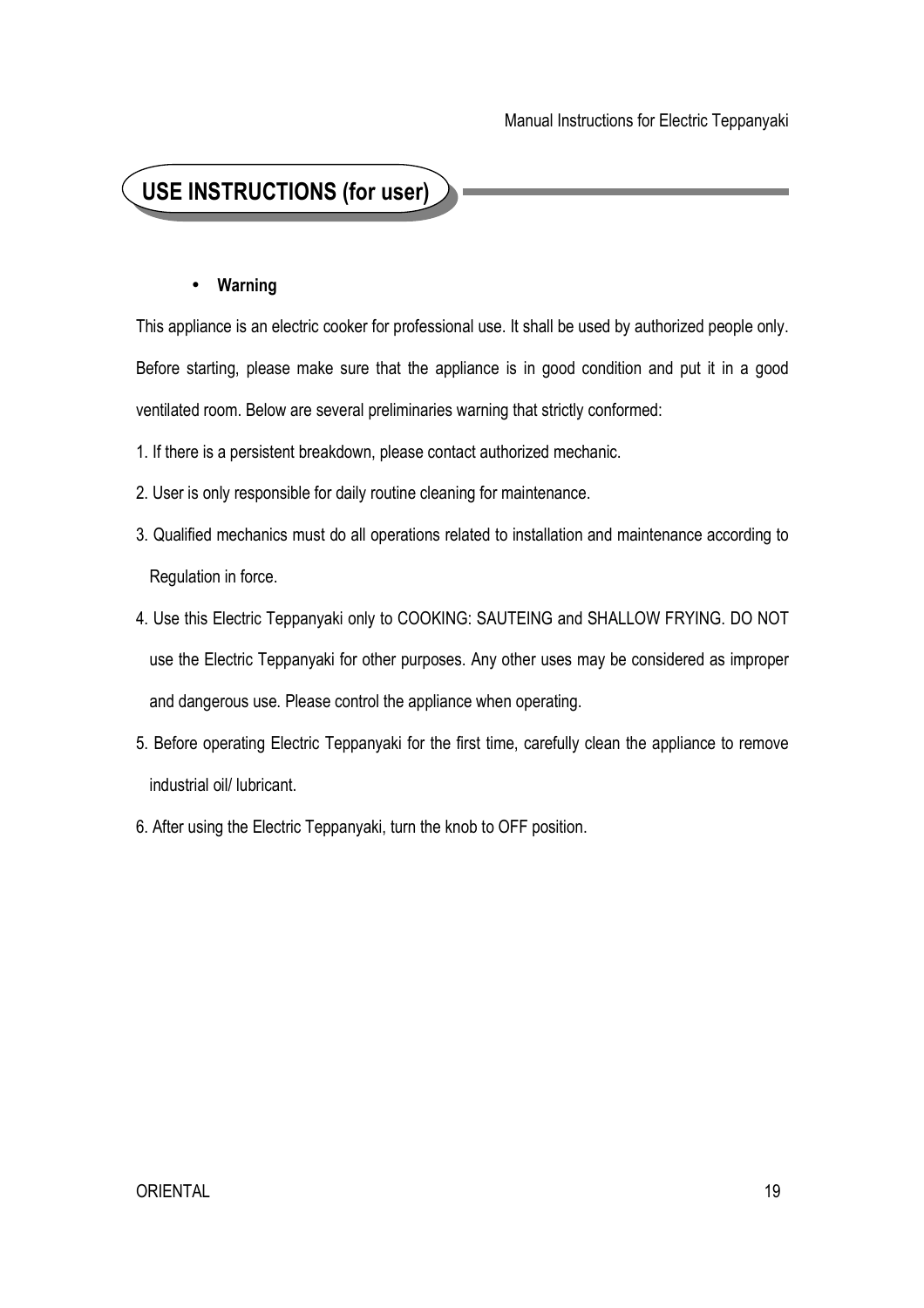## USE INSTRUCTIONS (for user)

- **Warning**

This appliance is an electric cooker for professional use. It shall be used by authorized people only. Before starting, please make sure that the appliance is in good condition and put it in a good ventilated room. Below are several preliminaries warning that strictly conformed:

1. If there is a persistent breakdown, please contact authorized mechanic.
2. User is only responsible for daily routine cleaning for maintenance.
3. Qualified mechanics must do all operations related to installation and maintenance according to Regulation in force.
4. Use this Electric Teppanyaki only to COOKING: SAUTEING and SHALLOW FRYING. DO NOT use the Electric Teppanyaki for other purposes. Any other uses may be considered as improper and dangerous use. Please control the appliance when operating.
5. Before operating Electric Teppanyaki for the first time, carefully clean the appliance to remove industrial oil/ lubricant.
6. After using the Electric Teppanyaki, turn the knob to OFF position.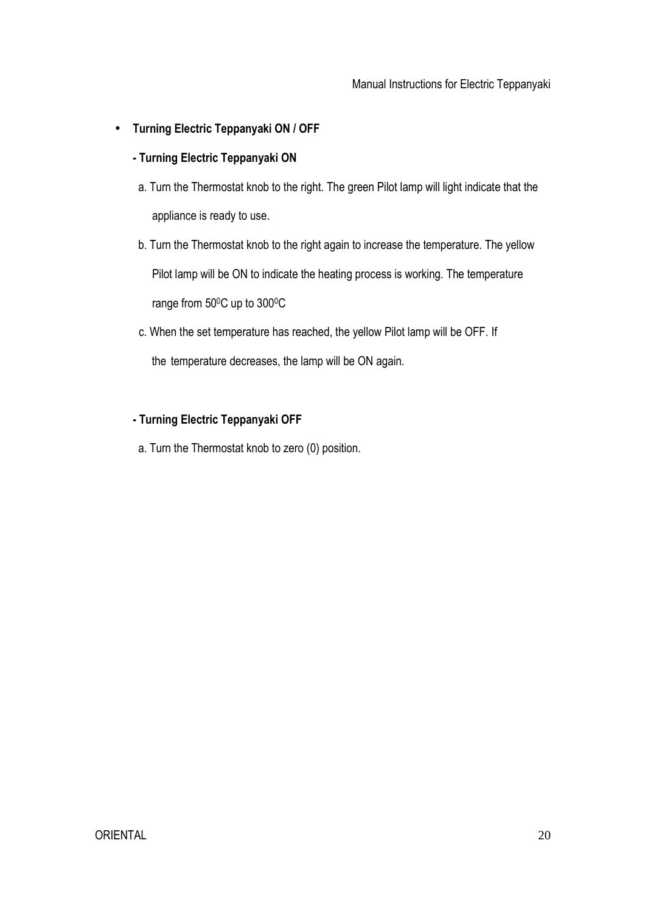- **Turning Electric Teppanyaki ON / OFF**

  **- Turning Electric Teppanyaki ON**

  a. Turn the Thermostat knob to the right. The green Pilot lamp will light indicate that the appliance is ready to use.

  b. Turn the Thermostat knob to the right again to increase the temperature. The yellow Pilot lamp will be ON to indicate the heating process is working. The temperature range from $50^0$C up to $300^0$C

  c. When the set temperature has reached, the yellow Pilot lamp will be OFF. If the temperature decreases, the lamp will be ON again.

  **- Turning Electric Teppanyaki OFF**

  a. Turn the Thermostat knob to zero (0) position.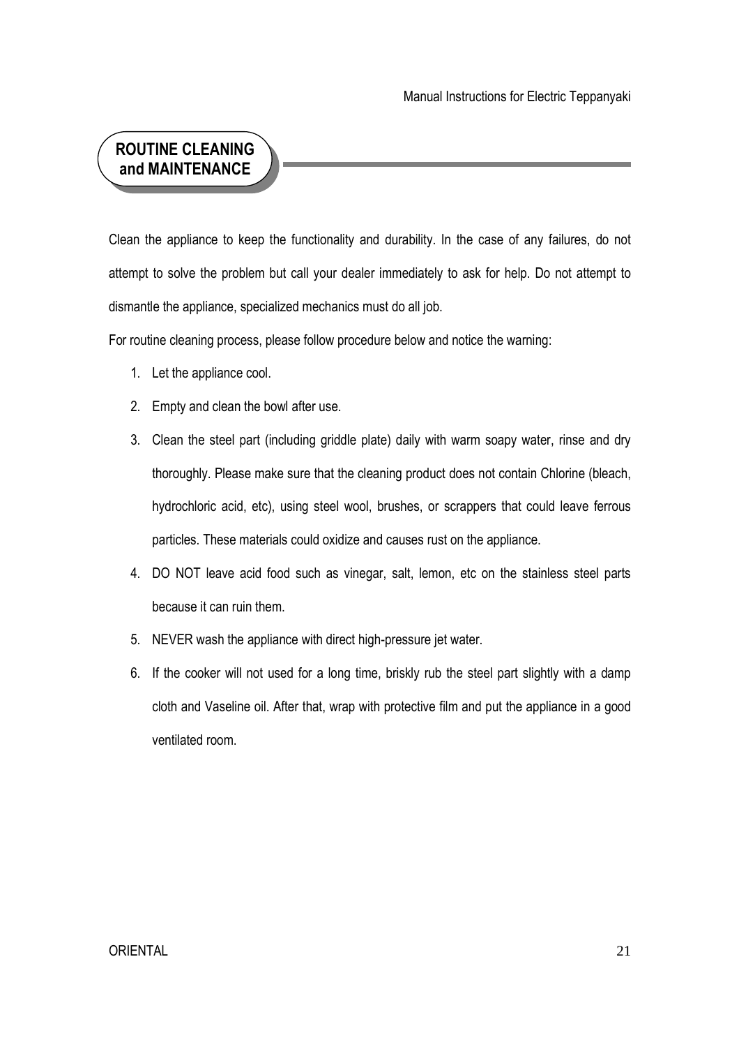## ROUTINE CLEANING and MAINTENANCE

Clean the appliance to keep the functionality and durability. In the case of any failures, do not attempt to solve the problem but call your dealer immediately to ask for help. Do not attempt to dismantle the appliance, specialized mechanics must do all job.

For routine cleaning process, please follow procedure below and notice the warning:

1. Let the appliance cool.
2. Empty and clean the bowl after use.
3. Clean the steel part (including griddle plate) daily with warm soapy water, rinse and dry thoroughly. Please make sure that the cleaning product does not contain Chlorine (bleach, hydrochloric acid, etc), using steel wool, brushes, or scrappers that could leave ferrous particles. These materials could oxidize and causes rust on the appliance.
4. DO NOT leave acid food such as vinegar, salt, lemon, etc on the stainless steel parts because it can ruin them.
5. NEVER wash the appliance with direct high-pressure jet water.
6. If the cooker will not used for a long time, briskly rub the steel part slightly with a damp cloth and Vaseline oil. After that, wrap with protective film and put the appliance in a good ventilated room.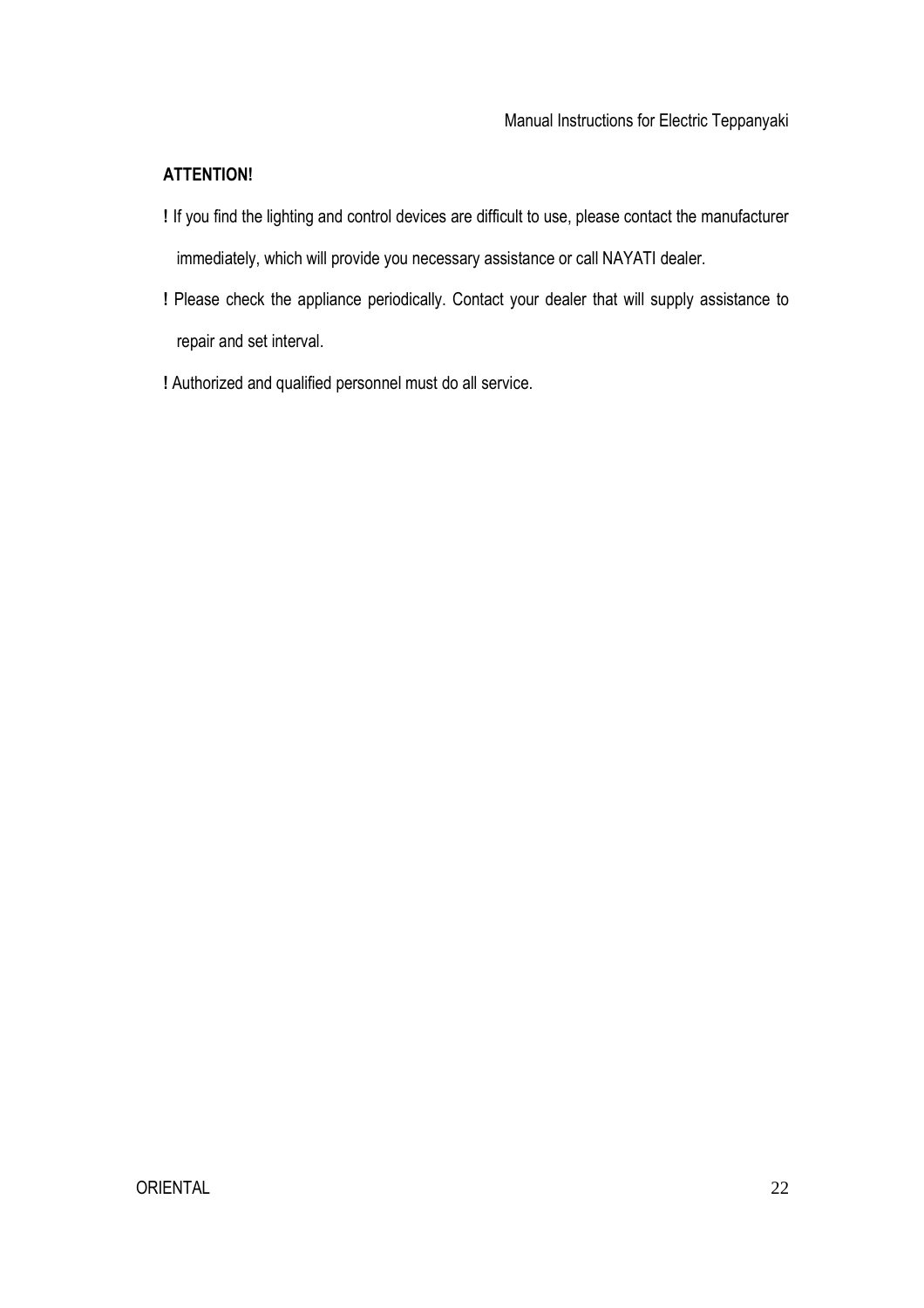**ATTENTION!**

! If you find the lighting and control devices are difficult to use, please contact the manufacturer immediately, which will provide you necessary assistance or call NAYATI dealer.

! Please check the appliance periodically. Contact your dealer that will supply assistance to repair and set interval.

! Authorized and qualified personnel must do all service.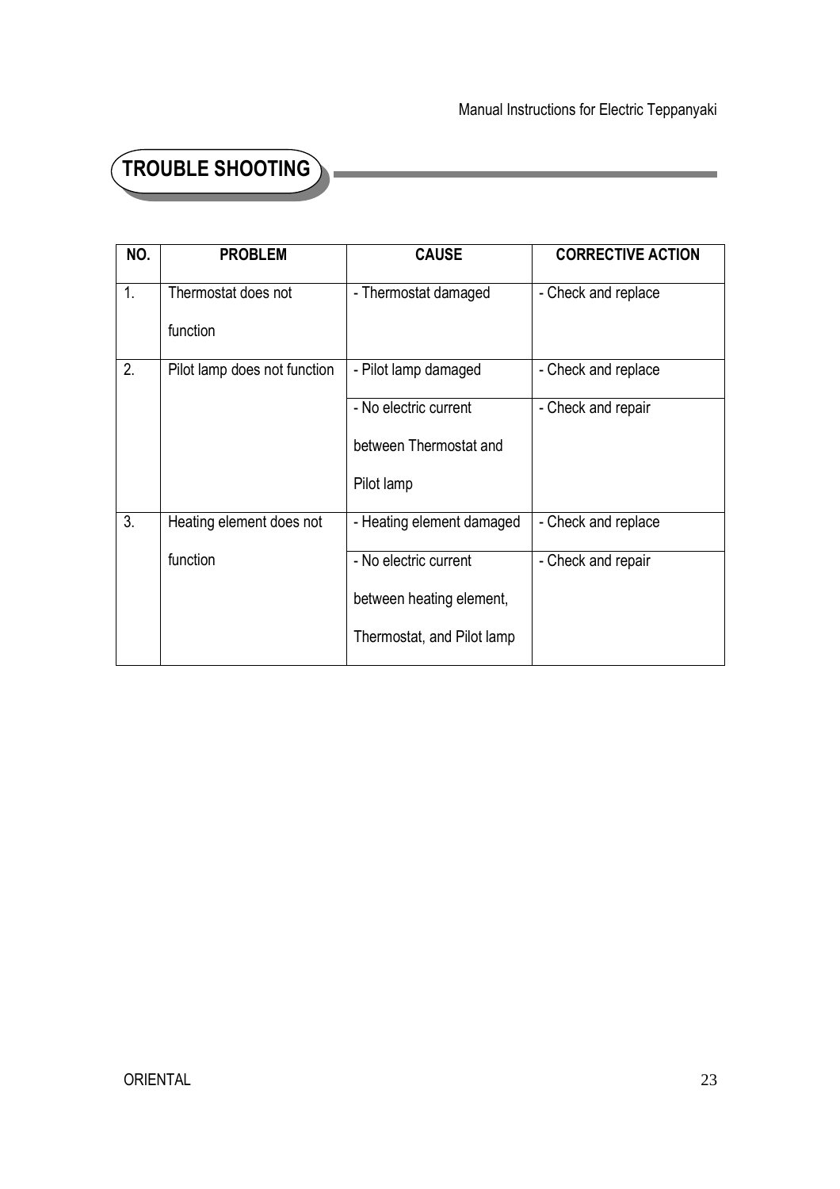## TROUBLE SHOOTING

| NO. | PROBLEM | CAUSE | CORRECTIVE ACTION |
|---|---|---|---|
| 1. | Thermostat does not function | - Thermostat damaged | - Check and replace |
| 2. | Pilot lamp does not function | - Pilot lamp damaged | - Check and replace |
| | | - No electric current between Thermostat and Pilot lamp | - Check and repair |
| 3. | Heating element does not function | - Heating element damaged | - Check and replace |
| | | - No electric current between heating element, Thermostat, and Pilot lamp | - Check and repair |